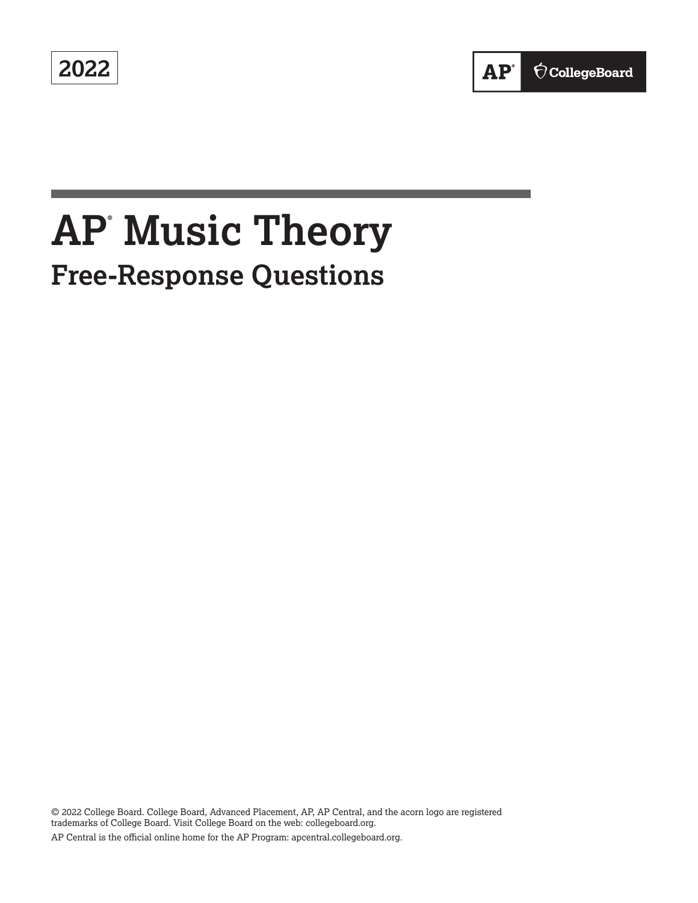2022

AP® CollegeBoard

# AP® Music Theory

## Free-Response Questions

© 2022 College Board. College Board, Advanced Placement, AP, AP Central, and the acorn logo are registered trademarks of College Board. Visit College Board on the web: collegeboard.org.

AP Central is the official online home for the AP Program: apcentral.collegeboard.org.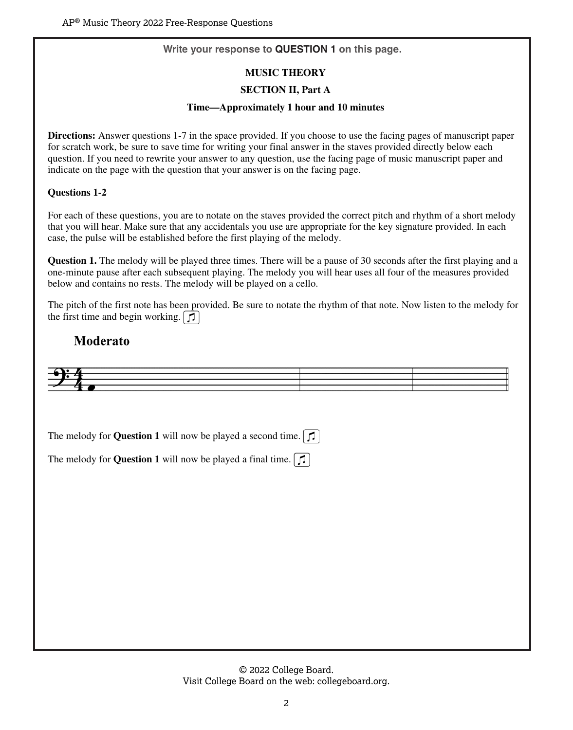Write your response to **QUESTION 1** on this page.

**MUSIC THEORY**

**SECTION II, Part A**

**Time—Approximately 1 hour and 10 minutes**

**Directions:** Answer questions 1-7 in the space provided. If you choose to use the facing pages of manuscript paper for scratch work, be sure to save time for writing your final answer in the staves provided directly below each question. If you need to rewrite your answer to any question, use the facing page of music manuscript paper and indicate on the page with the question that your answer is on the facing page.

**Questions 1-2**

For each of these questions, you are to notate on the staves provided the correct pitch and rhythm of a short melody that you will hear. Make sure that any accidentals you use are appropriate for the key signature provided. In each case, the pulse will be established before the first playing of the melody.

**Question 1.** The melody will be played three times. There will be a pause of 30 seconds after the first playing and a one-minute pause after each subsequent playing. The melody you will hear uses all four of the measures provided below and contains no rests. The melody will be played on a cello.

The pitch of the first note has been provided. Be sure to notate the rhythm of that note. Now listen to the melody for the first time and begin working. ♫

**Moderato**

The melody for **Question 1** will now be played a second time. ♫

The melody for **Question 1** will now be played a final time. ♫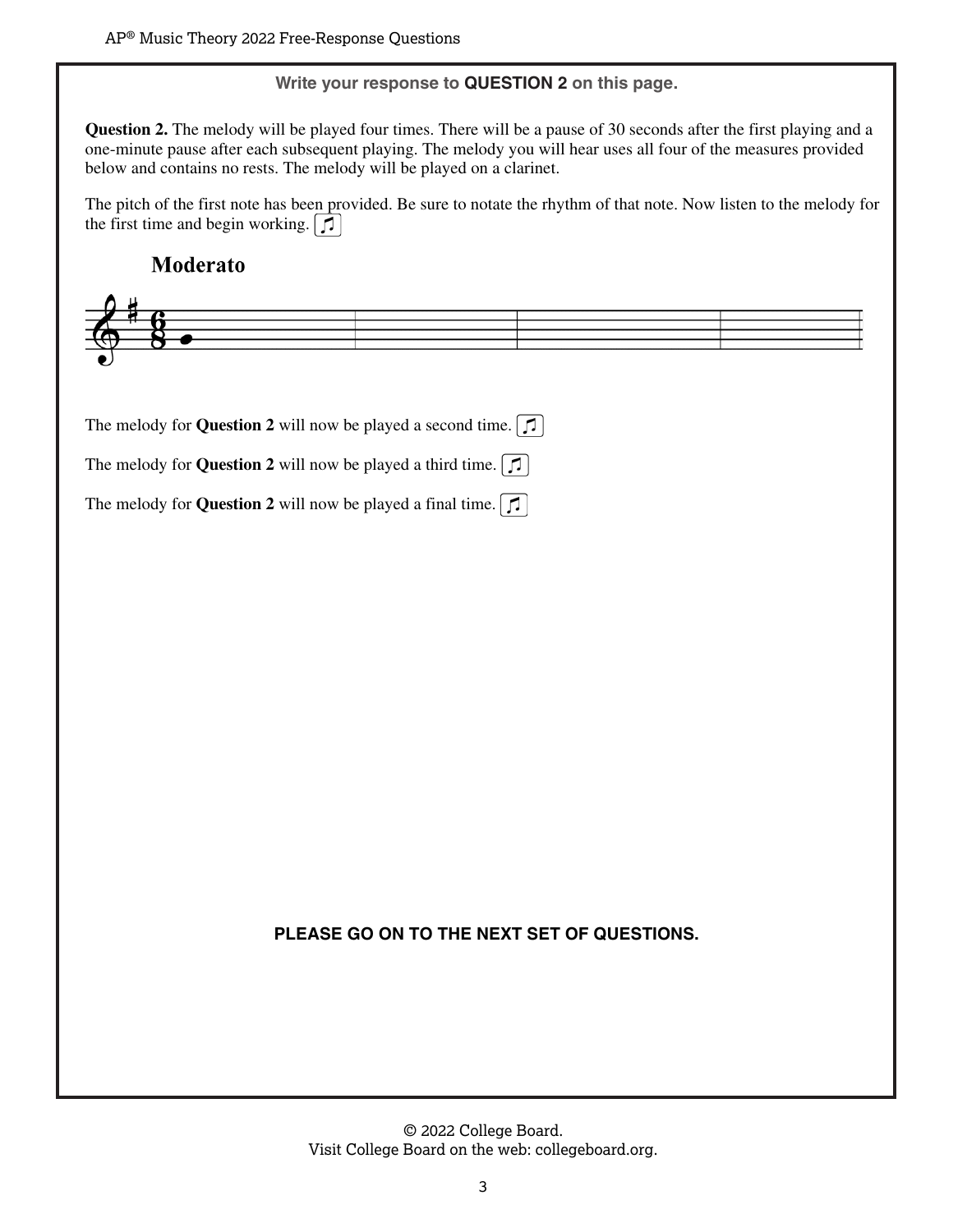**Write your response to QUESTION 2 on this page.**

**Question 2.** The melody will be played four times. There will be a pause of 30 seconds after the first playing and a one-minute pause after each subsequent playing. The melody you will hear uses all four of the measures provided below and contains no rests. The melody will be played on a clarinet.

The pitch of the first note has been provided. Be sure to notate the rhythm of that note. Now listen to the melody for the first time and begin working. ♫

**Moderato**

The melody for **Question 2** will now be played a second time. ♫

The melody for **Question 2** will now be played a third time. ♫

The melody for **Question 2** will now be played a final time. ♫

**PLEASE GO ON TO THE NEXT SET OF QUESTIONS.**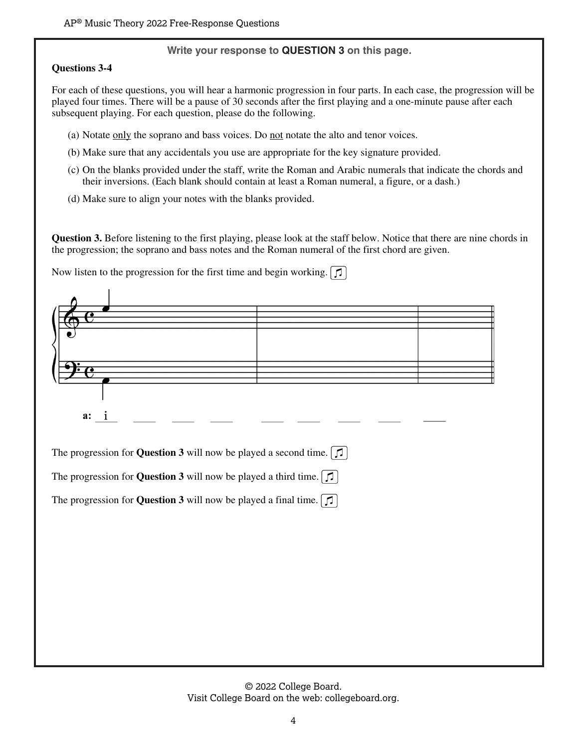**Write your response to QUESTION 3 on this page.**

**Questions 3-4**

For each of these questions, you will hear a harmonic progression in four parts. In each case, the progression will be played four times. There will be a pause of 30 seconds after the first playing and a one-minute pause after each subsequent playing. For each question, please do the following.

(a) Notate only the soprano and bass voices. Do not notate the alto and tenor voices.

(b) Make sure that any accidentals you use are appropriate for the key signature provided.

(c) On the blanks provided under the staff, write the Roman and Arabic numerals that indicate the chords and their inversions. (Each blank should contain at least a Roman numeral, a figure, or a dash.)

(d) Make sure to align your notes with the blanks provided.

**Question 3.** Before listening to the first playing, please look at the staff below. Notice that there are nine chords in the progression; the soprano and bass notes and the Roman numeral of the first chord are given.

Now listen to the progression for the first time and begin working.

**a:** i \_\_\_\_ \_\_\_\_ \_\_\_\_ \_\_\_\_ \_\_\_\_ \_\_\_\_ \_\_\_\_ \_\_\_\_

The progression for **Question 3** will now be played a second time.

The progression for **Question 3** will now be played a third time.

The progression for **Question 3** will now be played a final time.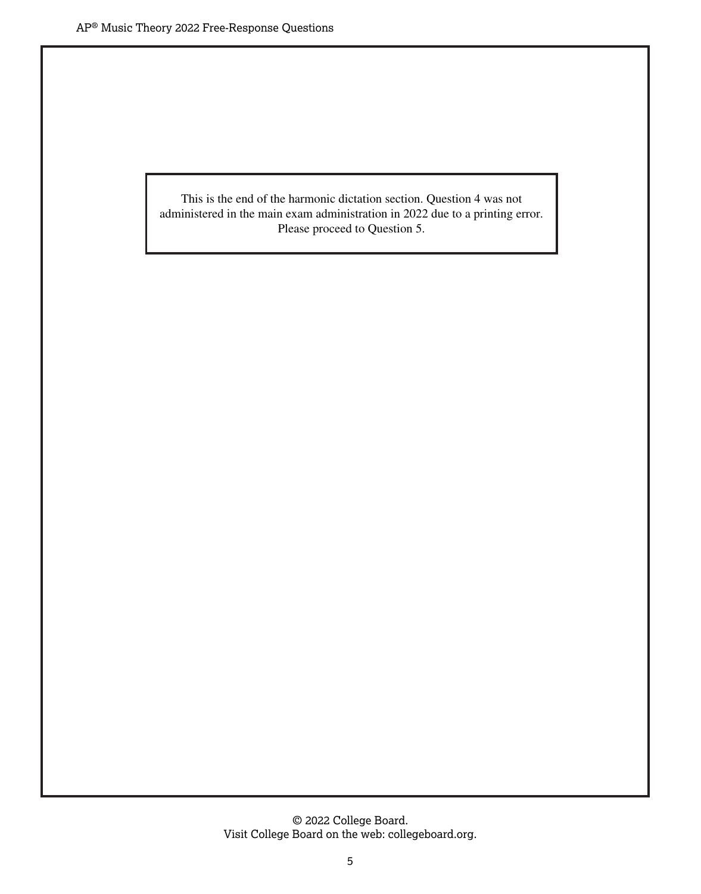This is the end of the harmonic dictation section. Question 4 was not administered in the main exam administration in 2022 due to a printing error. Please proceed to Question 5.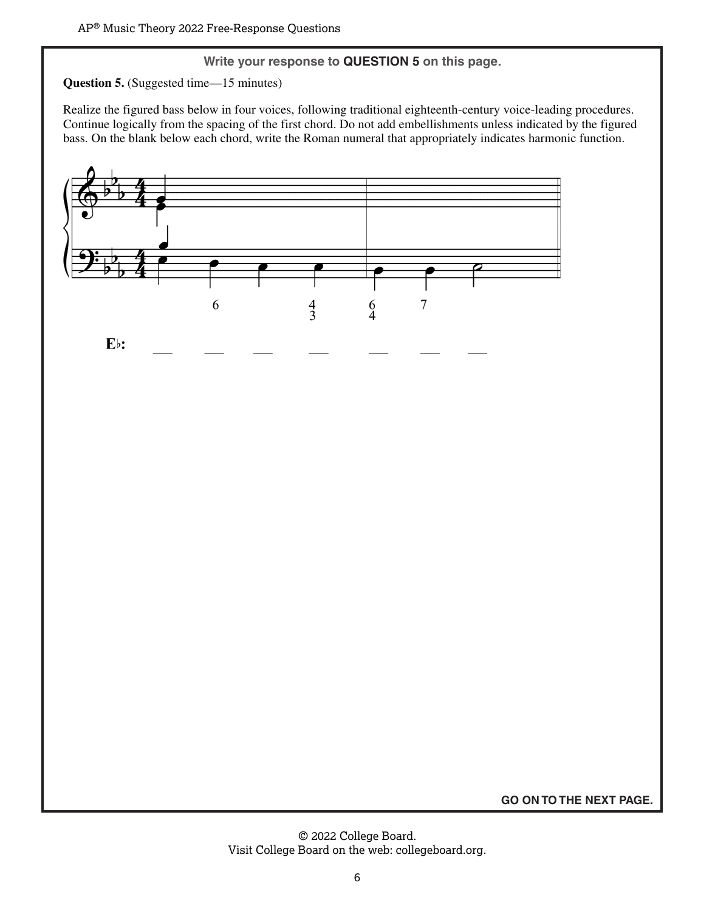**Write your response to QUESTION 5 on this page.**

**Question 5.** (Suggested time—15 minutes)

Realize the figured bass below in four voices, following traditional eighteenth-century voice-leading procedures. Continue logically from the spacing of the first chord. Do not add embellishments unless indicated by the figured bass. On the blank below each chord, write the Roman numeral that appropriately indicates harmonic function.

6 $\quad$ $\begin{smallmatrix}4\\3\end{smallmatrix}$ $\quad$ $\begin{smallmatrix}6\\4\end{smallmatrix}$ $\quad$ 7

**E♭:** ___ ___ ___ ___ ___ ___ ___

**GO ON TO THE NEXT PAGE.**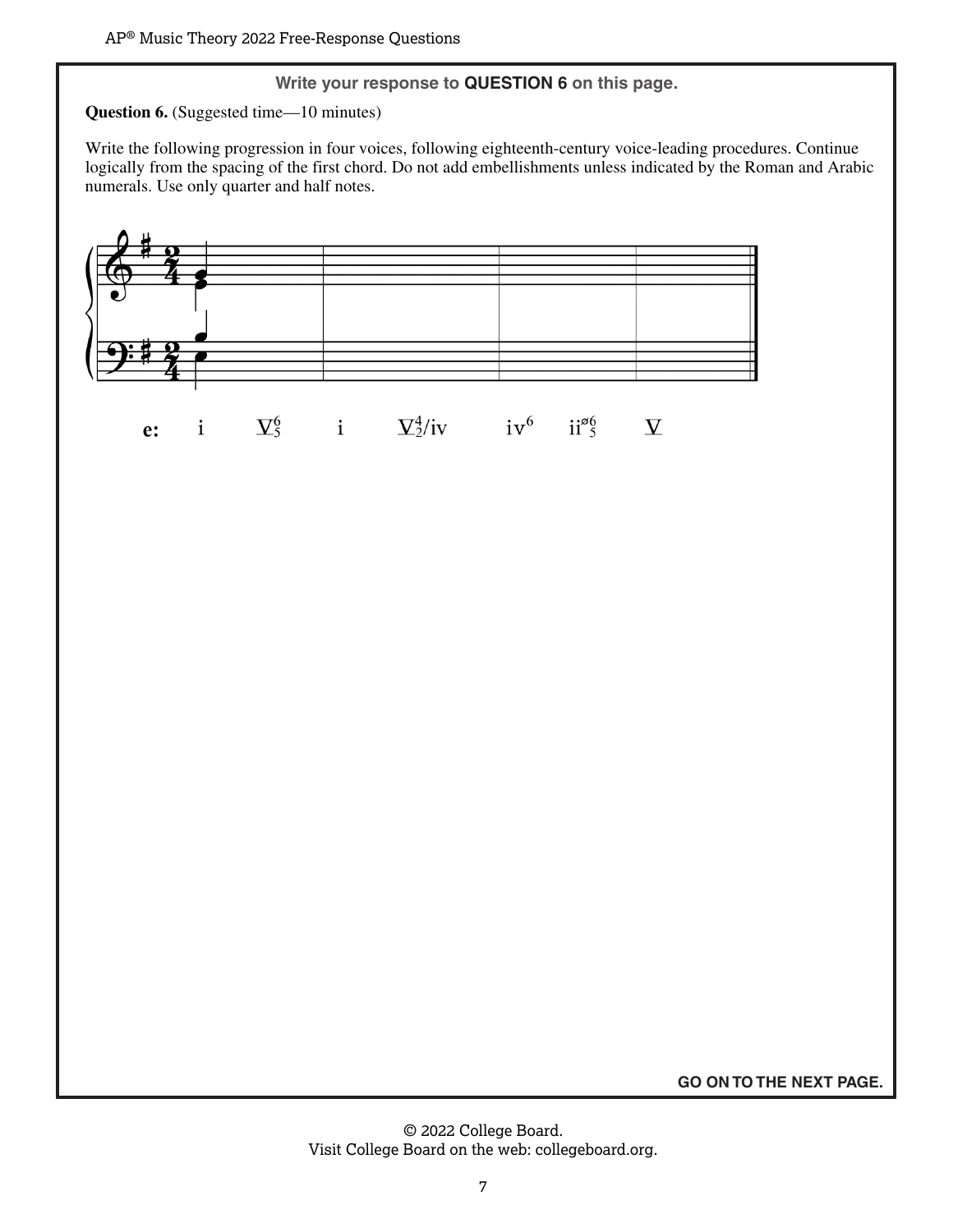**Write your response to QUESTION 6 on this page.**

**Question 6.** (Suggested time—10 minutes)

Write the following progression in four voices, following eighteenth-century voice-leading procedures. Continue logically from the spacing of the first chord. Do not add embellishments unless indicated by the Roman and Arabic numerals. Use only quarter and half notes.

**e:** i $V^6_5$ i $V^4_2$/iv $iv^6$ $ii^{\varnothing 6}_{5}$ V

**GO ON TO THE NEXT PAGE.**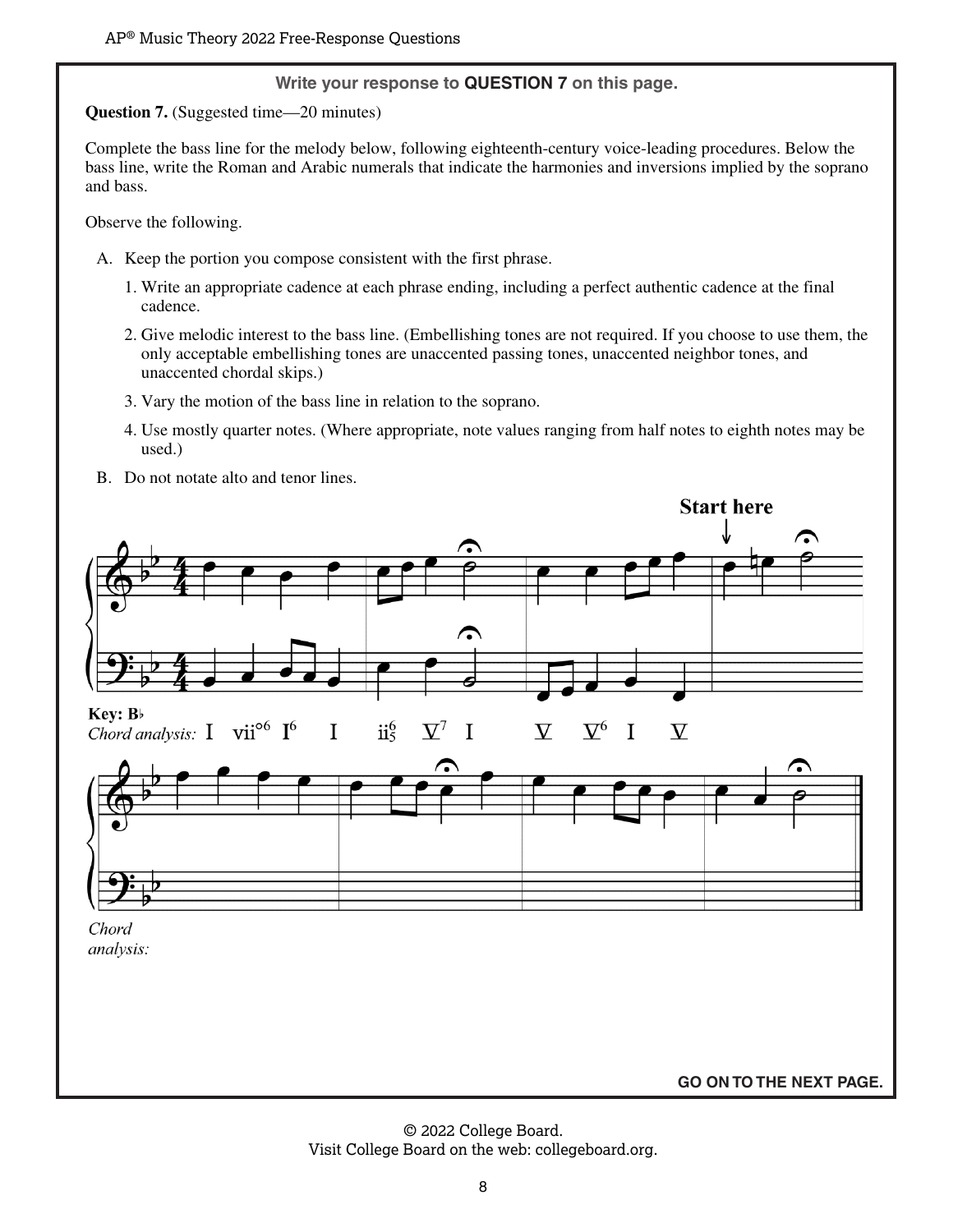**Write your response to QUESTION 7 on this page.**

**Question 7.** (Suggested time—20 minutes)

Complete the bass line for the melody below, following eighteenth-century voice-leading procedures. Below the bass line, write the Roman and Arabic numerals that indicate the harmonies and inversions implied by the soprano and bass.

Observe the following.

A. Keep the portion you compose consistent with the first phrase.

1. Write an appropriate cadence at each phrase ending, including a perfect authentic cadence at the final cadence.
2. Give melodic interest to the bass line. (Embellishing tones are not required. If you choose to use them, the only acceptable embellishing tones are unaccented passing tones, unaccented neighbor tones, and unaccented chordal skips.)
3. Vary the motion of the bass line in relation to the soprano.
4. Use mostly quarter notes. (Where appropriate, note values ranging from half notes to eighth notes may be used.)

B. Do not notate alto and tenor lines.

Start here

**Key: B♭**
*Chord analysis:* I vii°$^6$ I$^6$ I ii$^6_5$ V$^7$ I V V$^6$ I V

Chord analysis:

**GO ON TO THE NEXT PAGE.**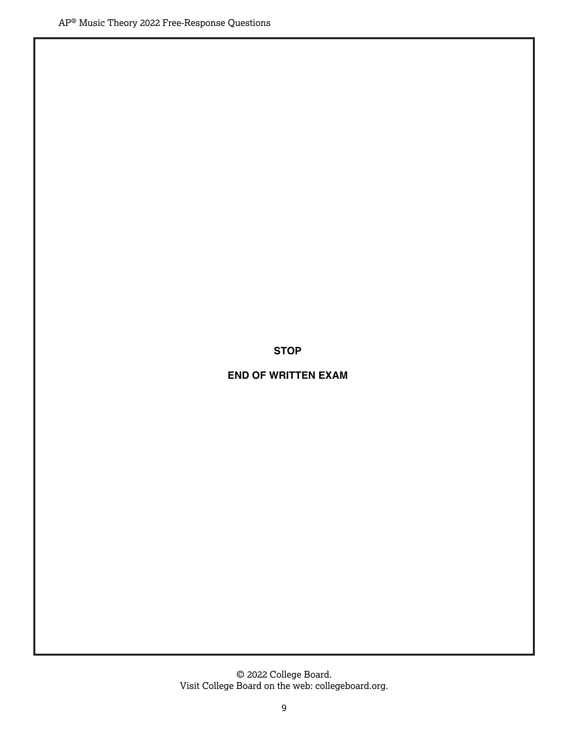**STOP**

**END OF WRITTEN EXAM**

© 2022 College Board.
Visit College Board on the web: collegeboard.org.